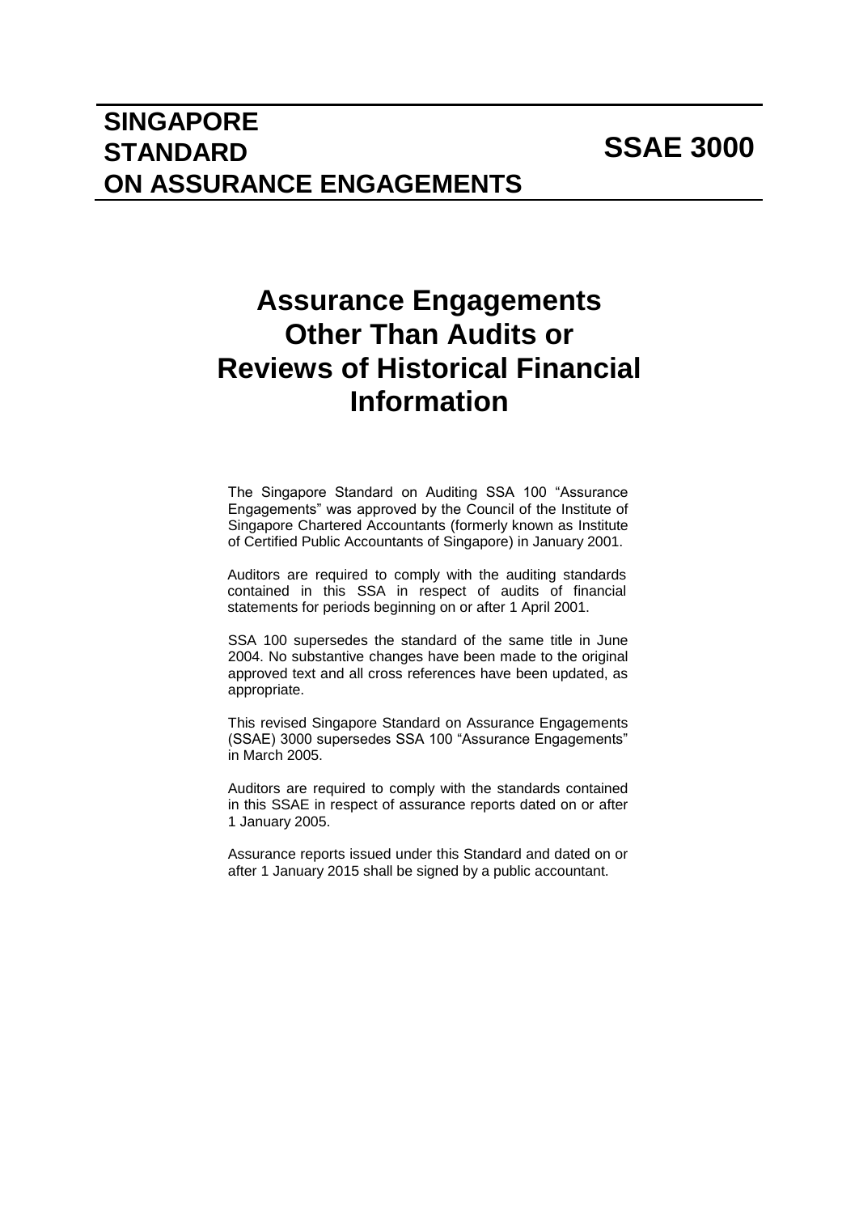# SINGAPORE STANDARD ON ASSURANCE ENGAGEMENTS

# SSAE 3000

# Assurance Engagements Other Than Audits or Reviews of Historical Financial Information

The Singapore Standard on Auditing SSA 100 "Assurance Engagements" was approved by the Council of the Institute of Singapore Chartered Accountants (formerly known as Institute of Certified Public Accountants of Singapore) in January 2001.

Auditors are required to comply with the auditing standards contained in this SSA in respect of audits of financial statements for periods beginning on or after 1 April 2001.

SSA 100 supersedes the standard of the same title in June 2004. No substantive changes have been made to the original approved text and all cross references have been updated, as appropriate.

This revised Singapore Standard on Assurance Engagements (SSAE) 3000 supersedes SSA 100 "Assurance Engagements" in March 2005.

Auditors are required to comply with the standards contained in this SSAE in respect of assurance reports dated on or after 1 January 2005.

Assurance reports issued under this Standard and dated on or after 1 January 2015 shall be signed by a public accountant.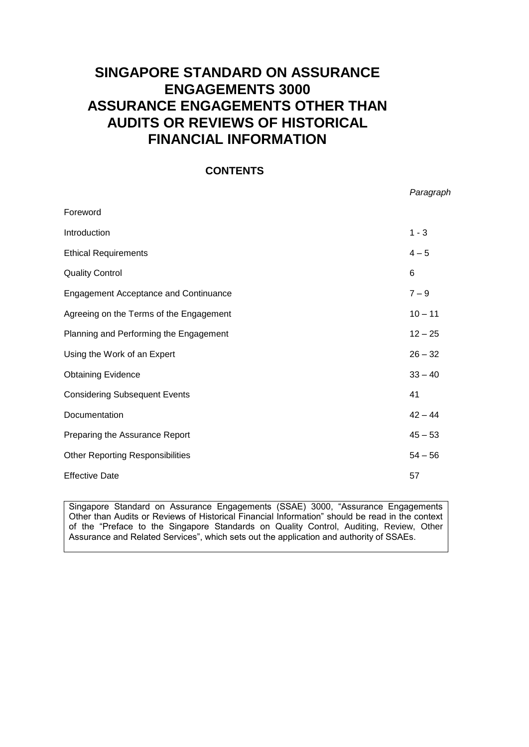# SINGAPORE STANDARD ON ASSURANCE ENGAGEMENTS 3000
# ASSURANCE ENGAGEMENTS OTHER THAN AUDITS OR REVIEWS OF HISTORICAL FINANCIAL INFORMATION

## CONTENTS

| | *Paragraph* |
|---|---|
| Foreword | |
| Introduction | 1 - 3 |
| Ethical Requirements | 4 – 5 |
| Quality Control | 6 |
| Engagement Acceptance and Continuance | 7 – 9 |
| Agreeing on the Terms of the Engagement | 10 – 11 |
| Planning and Performing the Engagement | 12 – 25 |
| Using the Work of an Expert | 26 – 32 |
| Obtaining Evidence | 33 – 40 |
| Considering Subsequent Events | 41 |
| Documentation | 42 – 44 |
| Preparing the Assurance Report | 45 – 53 |
| Other Reporting Responsibilities | 54 – 56 |
| Effective Date | 57 |

Singapore Standard on Assurance Engagements (SSAE) 3000, "Assurance Engagements Other than Audits or Reviews of Historical Financial Information" should be read in the context of the "Preface to the Singapore Standards on Quality Control, Auditing, Review, Other Assurance and Related Services", which sets out the application and authority of SSAEs.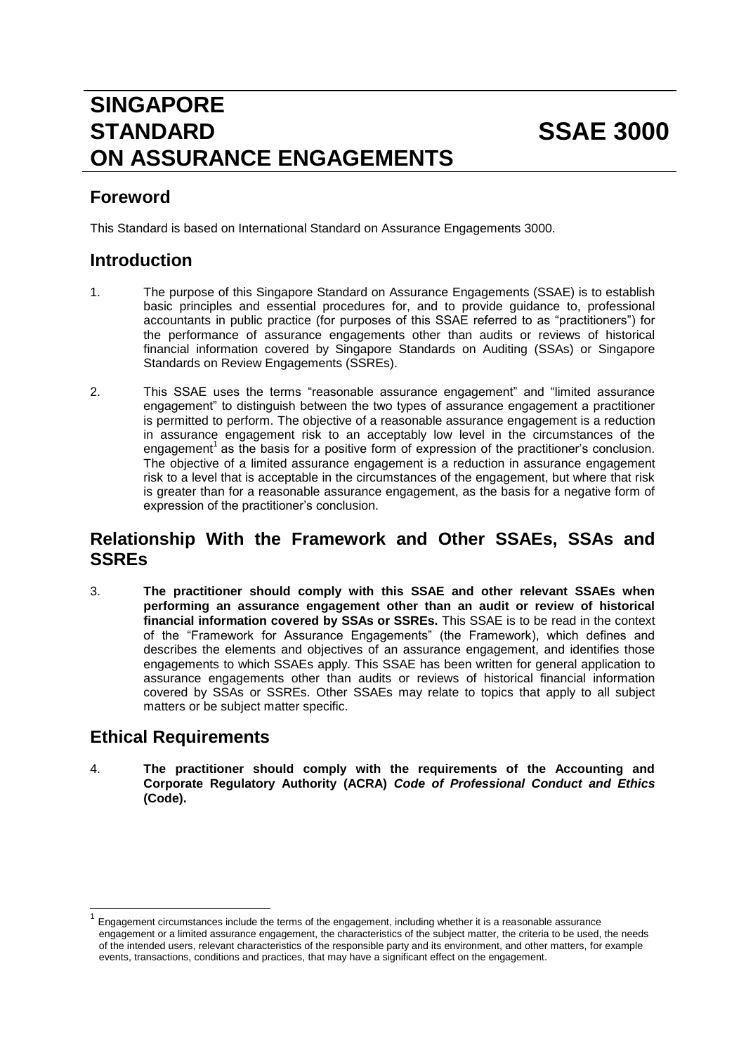# SINGAPORE STANDARD ON ASSURANCE ENGAGEMENTS

# SSAE 3000

## Foreword

This Standard is based on International Standard on Assurance Engagements 3000.

## Introduction

1. The purpose of this Singapore Standard on Assurance Engagements (SSAE) is to establish basic principles and essential procedures for, and to provide guidance to, professional accountants in public practice (for purposes of this SSAE referred to as "practitioners") for the performance of assurance engagements other than audits or reviews of historical financial information covered by Singapore Standards on Auditing (SSAs) or Singapore Standards on Review Engagements (SSREs).

2. This SSAE uses the terms "reasonable assurance engagement" and "limited assurance engagement" to distinguish between the two types of assurance engagement a practitioner is permitted to perform. The objective of a reasonable assurance engagement is a reduction in assurance engagement risk to an acceptably low level in the circumstances of the engagement[1] as the basis for a positive form of expression of the practitioner's conclusion. The objective of a limited assurance engagement is a reduction in assurance engagement risk to a level that is acceptable in the circumstances of the engagement, but where that risk is greater than for a reasonable assurance engagement, as the basis for a negative form of expression of the practitioner's conclusion.

## Relationship With the Framework and Other SSAEs, SSAs and SSREs

3. **The practitioner should comply with this SSAE and other relevant SSAEs when performing an assurance engagement other than an audit or review of historical financial information covered by SSAs or SSREs.** This SSAE is to be read in the context of the "Framework for Assurance Engagements" (the Framework), which defines and describes the elements and objectives of an assurance engagement, and identifies those engagements to which SSAEs apply. This SSAE has been written for general application to assurance engagements other than audits or reviews of historical financial information covered by SSAs or SSREs. Other SSAEs may relate to topics that apply to all subject matters or be subject matter specific.

## Ethical Requirements

4. **The practitioner should comply with the requirements of the Accounting and Corporate Regulatory Authority (ACRA) *Code of Professional Conduct and Ethics* (Code).**

---

[1] Engagement circumstances include the terms of the engagement, including whether it is a reasonable assurance engagement or a limited assurance engagement, the characteristics of the subject matter, the criteria to be used, the needs of the intended users, relevant characteristics of the responsible party and its environment, and other matters, for example events, transactions, conditions and practices, that may have a significant effect on the engagement.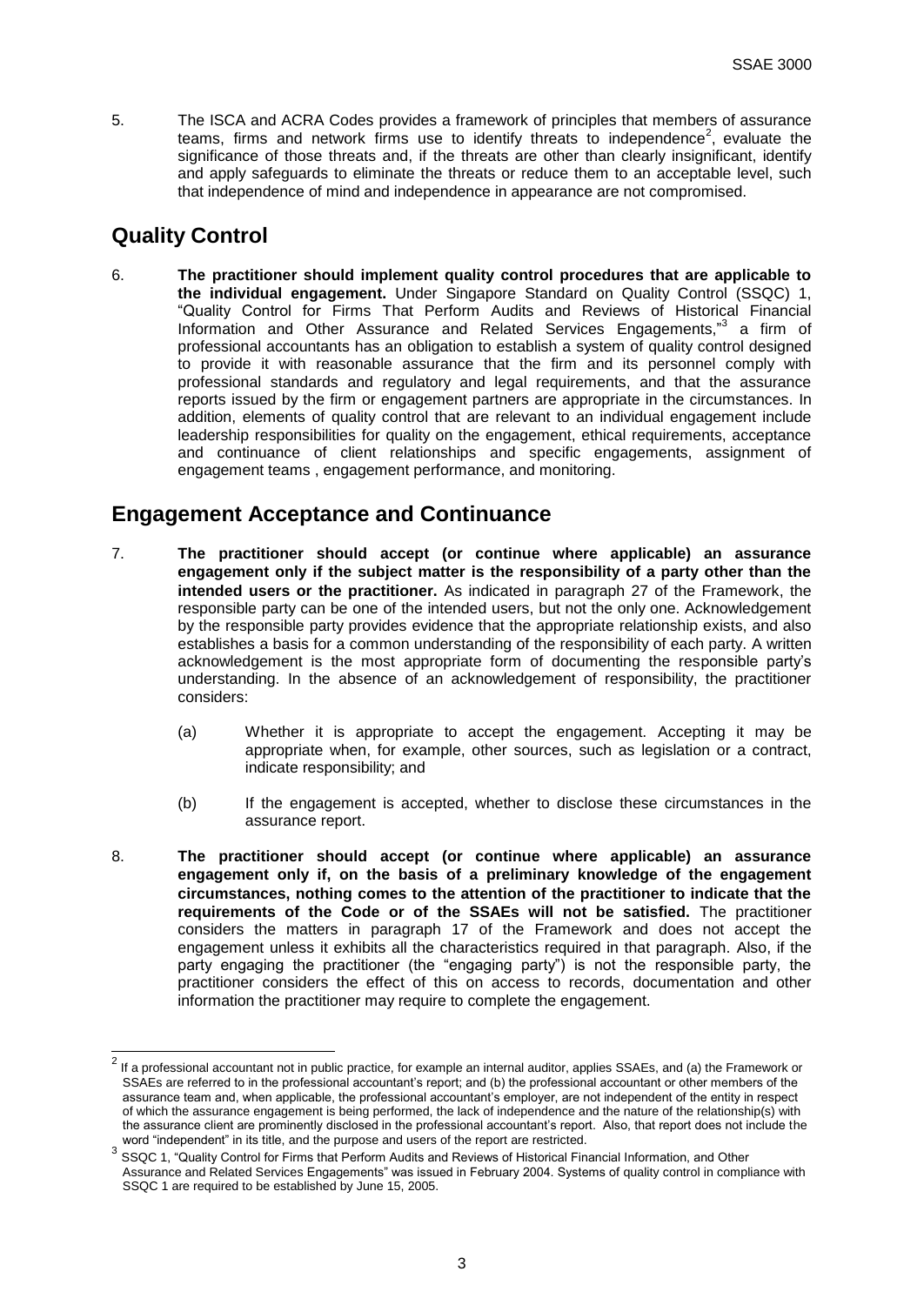5. The ISCA and ACRA Codes provides a framework of principles that members of assurance teams, firms and network firms use to identify threats to independence[2], evaluate the significance of those threats and, if the threats are other than clearly insignificant, identify and apply safeguards to eliminate the threats or reduce them to an acceptable level, such that independence of mind and independence in appearance are not compromised.

## Quality Control

6. **The practitioner should implement quality control procedures that are applicable to the individual engagement.** Under Singapore Standard on Quality Control (SSQC) 1, "Quality Control for Firms That Perform Audits and Reviews of Historical Financial Information and Other Assurance and Related Services Engagements,"[3] a firm of professional accountants has an obligation to establish a system of quality control designed to provide it with reasonable assurance that the firm and its personnel comply with professional standards and regulatory and legal requirements, and that the assurance reports issued by the firm or engagement partners are appropriate in the circumstances. In addition, elements of quality control that are relevant to an individual engagement include leadership responsibilities for quality on the engagement, ethical requirements, acceptance and continuance of client relationships and specific engagements, assignment of engagement teams , engagement performance, and monitoring.

## Engagement Acceptance and Continuance

7. **The practitioner should accept (or continue where applicable) an assurance engagement only if the subject matter is the responsibility of a party other than the intended users or the practitioner.** As indicated in paragraph 27 of the Framework, the responsible party can be one of the intended users, but not the only one. Acknowledgement by the responsible party provides evidence that the appropriate relationship exists, and also establishes a basis for a common understanding of the responsibility of each party. A written acknowledgement is the most appropriate form of documenting the responsible party's understanding. In the absence of an acknowledgement of responsibility, the practitioner considers:

   (a) Whether it is appropriate to accept the engagement. Accepting it may be appropriate when, for example, other sources, such as legislation or a contract, indicate responsibility; and

   (b) If the engagement is accepted, whether to disclose these circumstances in the assurance report.

8. **The practitioner should accept (or continue where applicable) an assurance engagement only if, on the basis of a preliminary knowledge of the engagement circumstances, nothing comes to the attention of the practitioner to indicate that the requirements of the Code or of the SSAEs will not be satisfied.** The practitioner considers the matters in paragraph 17 of the Framework and does not accept the engagement unless it exhibits all the characteristics required in that paragraph. Also, if the party engaging the practitioner (the "engaging party") is not the responsible party, the practitioner considers the effect of this on access to records, documentation and other information the practitioner may require to complete the engagement.

---

[2] If a professional accountant not in public practice, for example an internal auditor, applies SSAEs, and (a) the Framework or SSAEs are referred to in the professional accountant's report; and (b) the professional accountant or other members of the assurance team and, when applicable, the professional accountant's employer, are not independent of the entity in respect of which the assurance engagement is being performed, the lack of independence and the nature of the relationship(s) with the assurance client are prominently disclosed in the professional accountant's report. Also, that report does not include the word "independent" in its title, and the purpose and users of the report are restricted.

[3] SSQC 1, "Quality Control for Firms that Perform Audits and Reviews of Historical Financial Information, and Other Assurance and Related Services Engagements" was issued in February 2004. Systems of quality control in compliance with SSQC 1 are required to be established by June 15, 2005.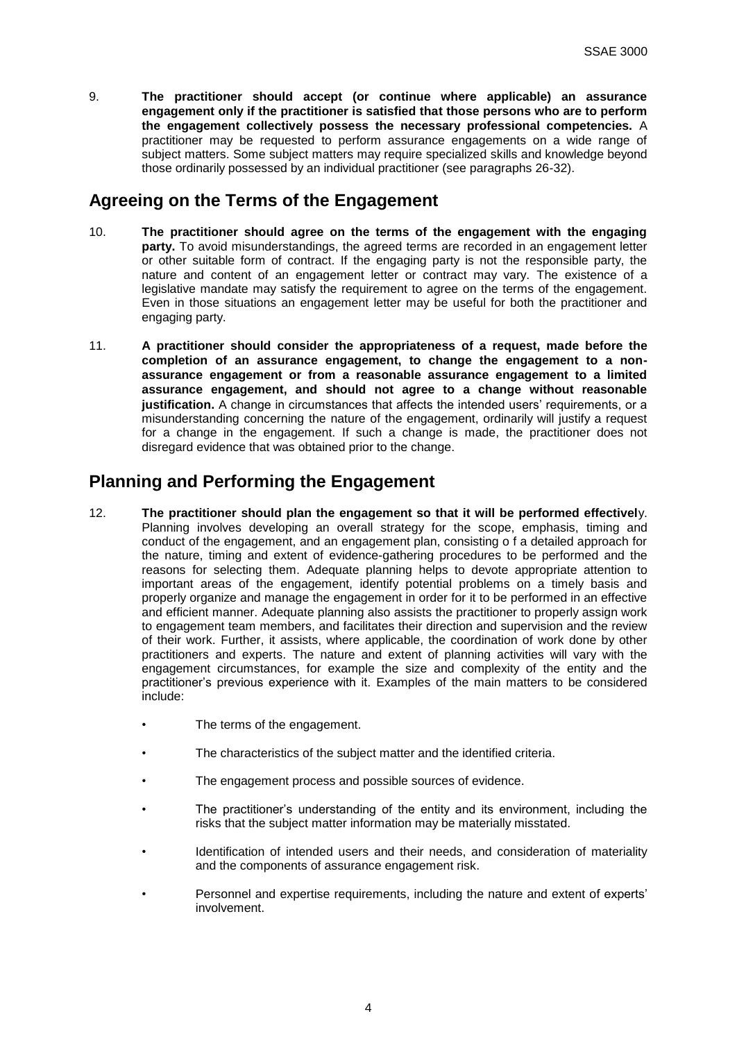9. **The practitioner should accept (or continue where applicable) an assurance engagement only if the practitioner is satisfied that those persons who are to perform the engagement collectively possess the necessary professional competencies.** A practitioner may be requested to perform assurance engagements on a wide range of subject matters. Some subject matters may require specialized skills and knowledge beyond those ordinarily possessed by an individual practitioner (see paragraphs 26-32).

## Agreeing on the Terms of the Engagement

10. **The practitioner should agree on the terms of the engagement with the engaging party.** To avoid misunderstandings, the agreed terms are recorded in an engagement letter or other suitable form of contract. If the engaging party is not the responsible party, the nature and content of an engagement letter or contract may vary. The existence of a legislative mandate may satisfy the requirement to agree on the terms of the engagement. Even in those situations an engagement letter may be useful for both the practitioner and engaging party.

11. **A practitioner should consider the appropriateness of a request, made before the completion of an assurance engagement, to change the engagement to a non-assurance engagement or from a reasonable assurance engagement to a limited assurance engagement, and should not agree to a change without reasonable justification.** A change in circumstances that affects the intended users' requirements, or a misunderstanding concerning the nature of the engagement, ordinarily will justify a request for a change in the engagement. If such a change is made, the practitioner does not disregard evidence that was obtained prior to the change.

## Planning and Performing the Engagement

12. **The practitioner should plan the engagement so that it will be performed effectivel**y. Planning involves developing an overall strategy for the scope, emphasis, timing and conduct of the engagement, and an engagement plan, consisting o f a detailed approach for the nature, timing and extent of evidence-gathering procedures to be performed and the reasons for selecting them. Adequate planning helps to devote appropriate attention to important areas of the engagement, identify potential problems on a timely basis and properly organize and manage the engagement in order for it to be performed in an effective and efficient manner. Adequate planning also assists the practitioner to properly assign work to engagement team members, and facilitates their direction and supervision and the review of their work. Further, it assists, where applicable, the coordination of work done by other practitioners and experts. The nature and extent of planning activities will vary with the engagement circumstances, for example the size and complexity of the entity and the practitioner's previous experience with it. Examples of the main matters to be considered include:

    - The terms of the engagement.
    - The characteristics of the subject matter and the identified criteria.
    - The engagement process and possible sources of evidence.
    - The practitioner's understanding of the entity and its environment, including the risks that the subject matter information may be materially misstated.
    - Identification of intended users and their needs, and consideration of materiality and the components of assurance engagement risk.
    - Personnel and expertise requirements, including the nature and extent of experts' involvement.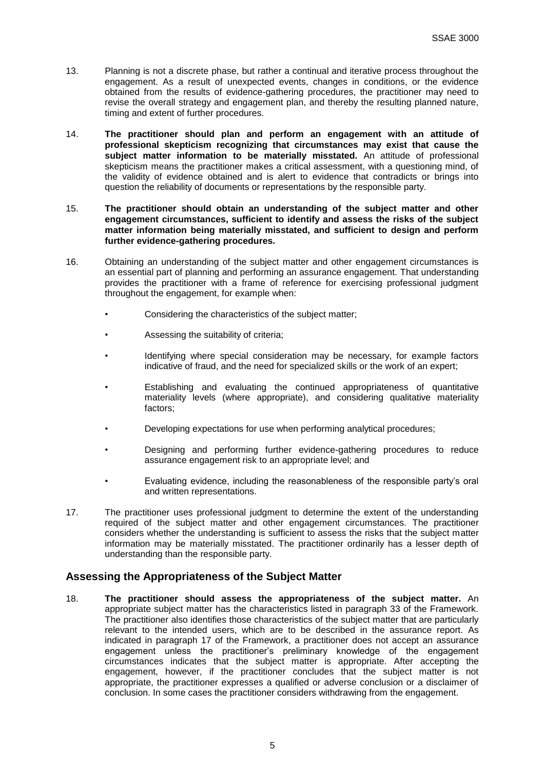13. Planning is not a discrete phase, but rather a continual and iterative process throughout the engagement. As a result of unexpected events, changes in conditions, or the evidence obtained from the results of evidence-gathering procedures, the practitioner may need to revise the overall strategy and engagement plan, and thereby the resulting planned nature, timing and extent of further procedures.

14. **The practitioner should plan and perform an engagement with an attitude of professional skepticism recognizing that circumstances may exist that cause the subject matter information to be materially misstated.** An attitude of professional skepticism means the practitioner makes a critical assessment, with a questioning mind, of the validity of evidence obtained and is alert to evidence that contradicts or brings into question the reliability of documents or representations by the responsible party.

15. **The practitioner should obtain an understanding of the subject matter and other engagement circumstances, sufficient to identify and assess the risks of the subject matter information being materially misstated, and sufficient to design and perform further evidence-gathering procedures.**

16. Obtaining an understanding of the subject matter and other engagement circumstances is an essential part of planning and performing an assurance engagement. That understanding provides the practitioner with a frame of reference for exercising professional judgment throughout the engagement, for example when:

    - Considering the characteristics of the subject matter;
    - Assessing the suitability of criteria;
    - Identifying where special consideration may be necessary, for example factors indicative of fraud, and the need for specialized skills or the work of an expert;
    - Establishing and evaluating the continued appropriateness of quantitative materiality levels (where appropriate), and considering qualitative materiality factors;
    - Developing expectations for use when performing analytical procedures;
    - Designing and performing further evidence-gathering procedures to reduce assurance engagement risk to an appropriate level; and
    - Evaluating evidence, including the reasonableness of the responsible party's oral and written representations.

17. The practitioner uses professional judgment to determine the extent of the understanding required of the subject matter and other engagement circumstances. The practitioner considers whether the understanding is sufficient to assess the risks that the subject matter information may be materially misstated. The practitioner ordinarily has a lesser depth of understanding than the responsible party.

## Assessing the Appropriateness of the Subject Matter

18. **The practitioner should assess the appropriateness of the subject matter.** An appropriate subject matter has the characteristics listed in paragraph 33 of the Framework. The practitioner also identifies those characteristics of the subject matter that are particularly relevant to the intended users, which are to be described in the assurance report. As indicated in paragraph 17 of the Framework, a practitioner does not accept an assurance engagement unless the practitioner's preliminary knowledge of the engagement circumstances indicates that the subject matter is appropriate. After accepting the engagement, however, if the practitioner concludes that the subject matter is not appropriate, the practitioner expresses a qualified or adverse conclusion or a disclaimer of conclusion. In some cases the practitioner considers withdrawing from the engagement.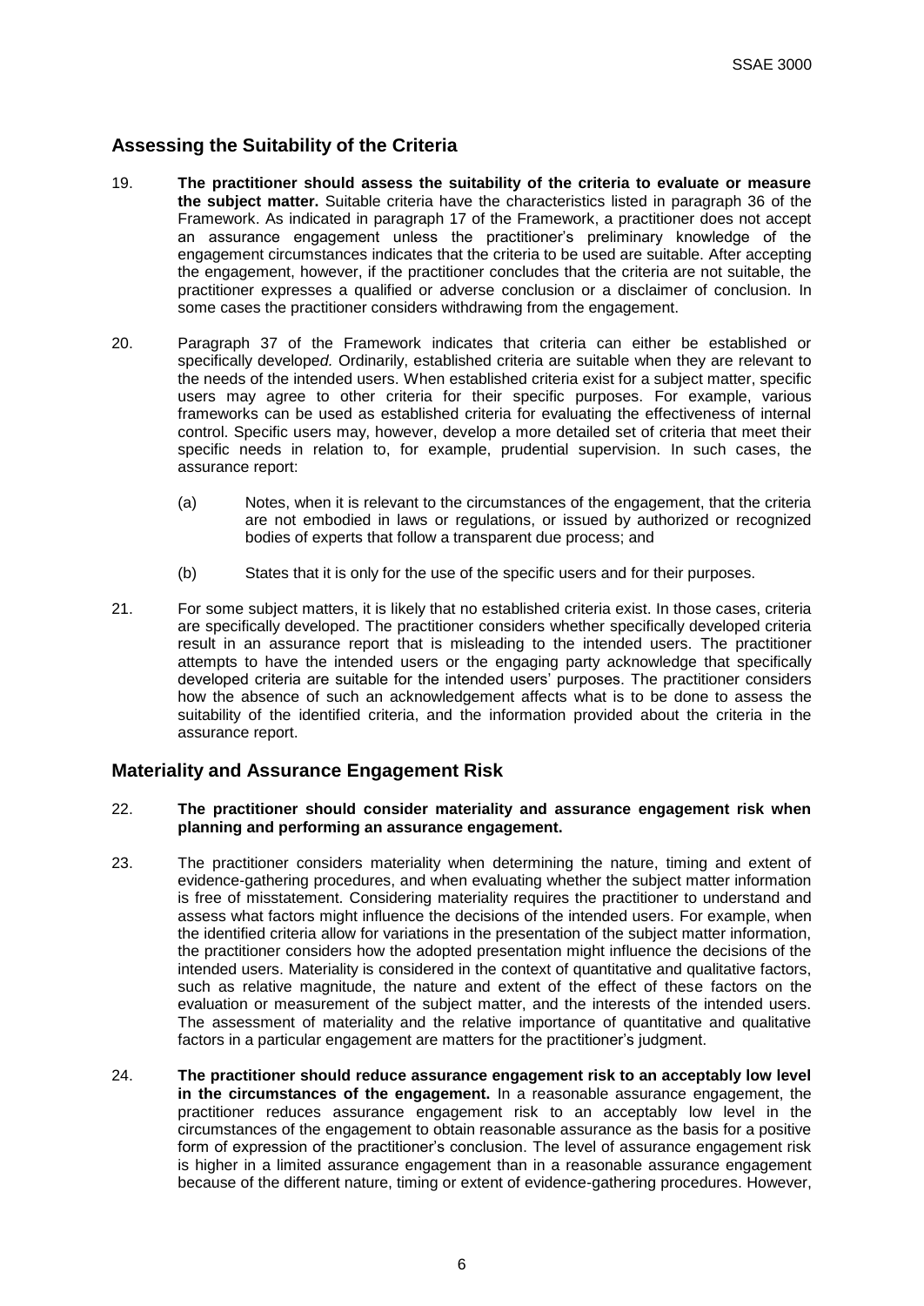## Assessing the Suitability of the Criteria

19. **The practitioner should assess the suitability of the criteria to evaluate or measure the subject matter.** Suitable criteria have the characteristics listed in paragraph 36 of the Framework. As indicated in paragraph 17 of the Framework, a practitioner does not accept an assurance engagement unless the practitioner's preliminary knowledge of the engagement circumstances indicates that the criteria to be used are suitable. After accepting the engagement, however, if the practitioner concludes that the criteria are not suitable, the practitioner expresses a qualified or adverse conclusion or a disclaimer of conclusion. In some cases the practitioner considers withdrawing from the engagement.

20. Paragraph 37 of the Framework indicates that criteria can either be established or specifically develope*d.* Ordinarily, established criteria are suitable when they are relevant to the needs of the intended users. When established criteria exist for a subject matter, specific users may agree to other criteria for their specific purposes. For example, various frameworks can be used as established criteria for evaluating the effectiveness of internal control. Specific users may, however, develop a more detailed set of criteria that meet their specific needs in relation to, for example, prudential supervision. In such cases, the assurance report:

    (a) Notes, when it is relevant to the circumstances of the engagement, that the criteria are not embodied in laws or regulations, or issued by authorized or recognized bodies of experts that follow a transparent due process; and

    (b) States that it is only for the use of the specific users and for their purposes.

21. For some subject matters, it is likely that no established criteria exist. In those cases, criteria are specifically developed. The practitioner considers whether specifically developed criteria result in an assurance report that is misleading to the intended users. The practitioner attempts to have the intended users or the engaging party acknowledge that specifically developed criteria are suitable for the intended users' purposes. The practitioner considers how the absence of such an acknowledgement affects what is to be done to assess the suitability of the identified criteria, and the information provided about the criteria in the assurance report.

## Materiality and Assurance Engagement Risk

22. **The practitioner should consider materiality and assurance engagement risk when planning and performing an assurance engagement.**

23. The practitioner considers materiality when determining the nature, timing and extent of evidence-gathering procedures, and when evaluating whether the subject matter information is free of misstatement. Considering materiality requires the practitioner to understand and assess what factors might influence the decisions of the intended users. For example, when the identified criteria allow for variations in the presentation of the subject matter information, the practitioner considers how the adopted presentation might influence the decisions of the intended users. Materiality is considered in the context of quantitative and qualitative factors, such as relative magnitude, the nature and extent of the effect of these factors on the evaluation or measurement of the subject matter, and the interests of the intended users. The assessment of materiality and the relative importance of quantitative and qualitative factors in a particular engagement are matters for the practitioner's judgment.

24. **The practitioner should reduce assurance engagement risk to an acceptably low level in the circumstances of the engagement.** In a reasonable assurance engagement, the practitioner reduces assurance engagement risk to an acceptably low level in the circumstances of the engagement to obtain reasonable assurance as the basis for a positive form of expression of the practitioner's conclusion. The level of assurance engagement risk is higher in a limited assurance engagement than in a reasonable assurance engagement because of the different nature, timing or extent of evidence-gathering procedures. However,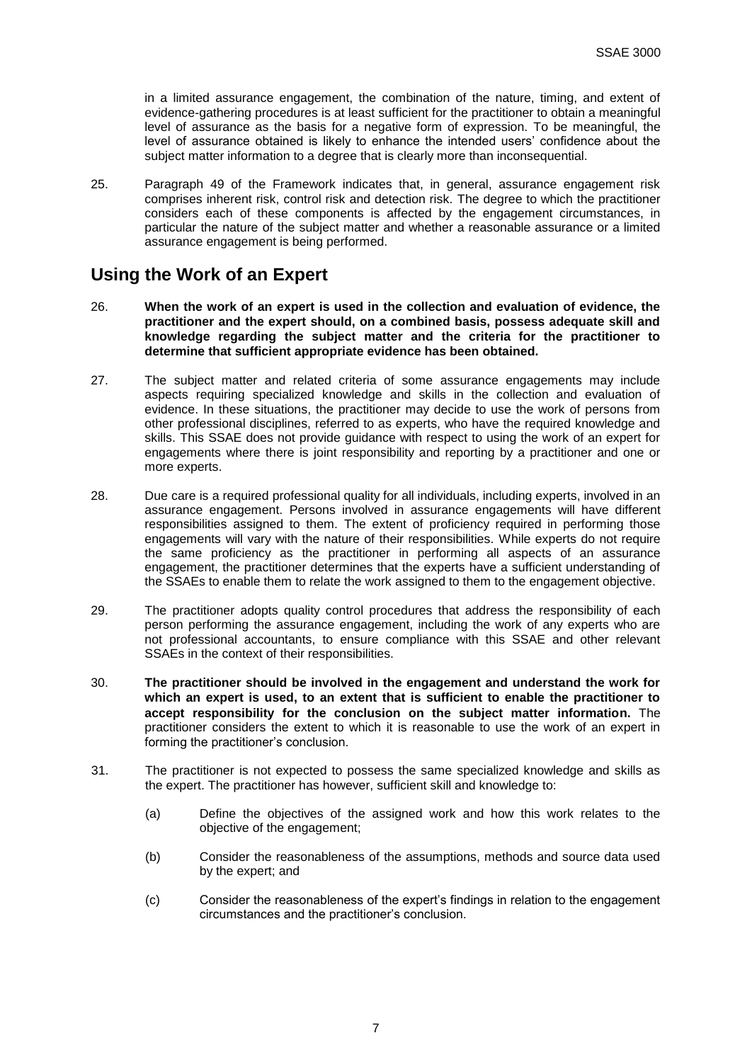in a limited assurance engagement, the combination of the nature, timing, and extent of evidence-gathering procedures is at least sufficient for the practitioner to obtain a meaningful level of assurance as the basis for a negative form of expression. To be meaningful, the level of assurance obtained is likely to enhance the intended users' confidence about the subject matter information to a degree that is clearly more than inconsequential.

25. Paragraph 49 of the Framework indicates that, in general, assurance engagement risk comprises inherent risk, control risk and detection risk. The degree to which the practitioner considers each of these components is affected by the engagement circumstances, in particular the nature of the subject matter and whether a reasonable assurance or a limited assurance engagement is being performed.

## Using the Work of an Expert

26. **When the work of an expert is used in the collection and evaluation of evidence, the practitioner and the expert should, on a combined basis, possess adequate skill and knowledge regarding the subject matter and the criteria for the practitioner to determine that sufficient appropriate evidence has been obtained.**

27. The subject matter and related criteria of some assurance engagements may include aspects requiring specialized knowledge and skills in the collection and evaluation of evidence. In these situations, the practitioner may decide to use the work of persons from other professional disciplines, referred to as experts, who have the required knowledge and skills. This SSAE does not provide guidance with respect to using the work of an expert for engagements where there is joint responsibility and reporting by a practitioner and one or more experts.

28. Due care is a required professional quality for all individuals, including experts, involved in an assurance engagement. Persons involved in assurance engagements will have different responsibilities assigned to them. The extent of proficiency required in performing those engagements will vary with the nature of their responsibilities. While experts do not require the same proficiency as the practitioner in performing all aspects of an assurance engagement, the practitioner determines that the experts have a sufficient understanding of the SSAEs to enable them to relate the work assigned to them to the engagement objective.

29. The practitioner adopts quality control procedures that address the responsibility of each person performing the assurance engagement, including the work of any experts who are not professional accountants, to ensure compliance with this SSAE and other relevant SSAEs in the context of their responsibilities.

30. **The practitioner should be involved in the engagement and understand the work for which an expert is used, to an extent that is sufficient to enable the practitioner to accept responsibility for the conclusion on the subject matter information.** The practitioner considers the extent to which it is reasonable to use the work of an expert in forming the practitioner's conclusion.

31. The practitioner is not expected to possess the same specialized knowledge and skills as the expert. The practitioner has however, sufficient skill and knowledge to:

    (a) Define the objectives of the assigned work and how this work relates to the objective of the engagement;

    (b) Consider the reasonableness of the assumptions, methods and source data used by the expert; and

    (c) Consider the reasonableness of the expert's findings in relation to the engagement circumstances and the practitioner's conclusion.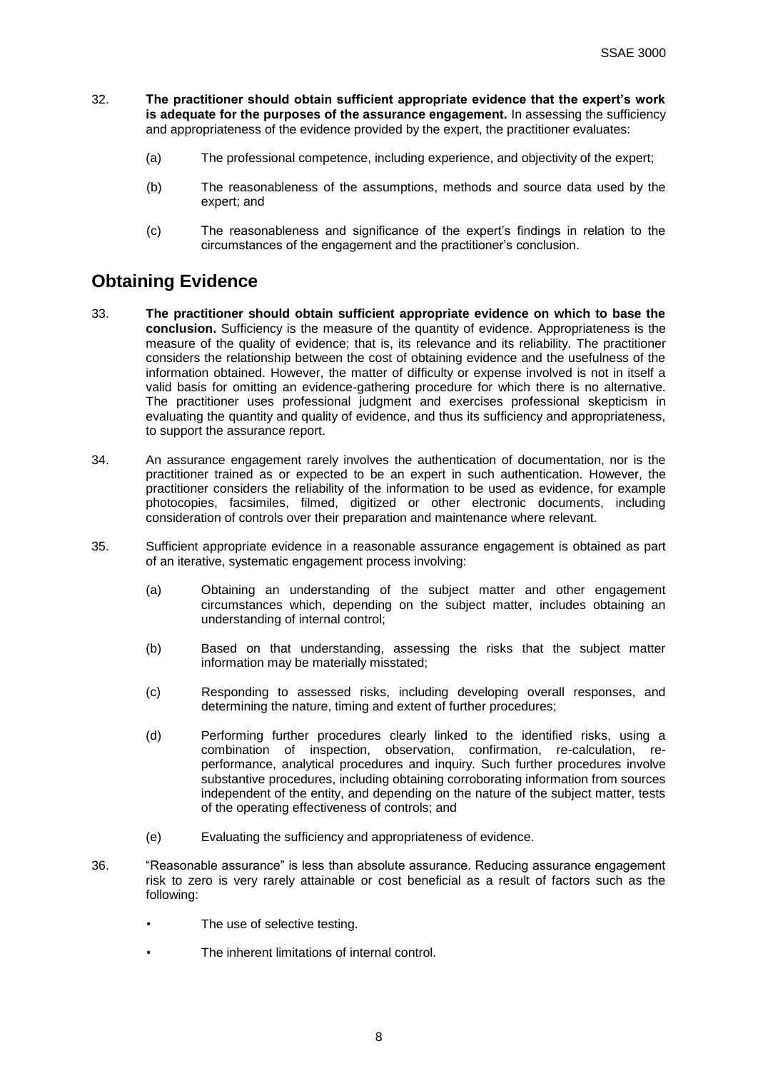32. **The practitioner should obtain sufficient appropriate evidence that the expert's work is adequate for the purposes of the assurance engagement.** In assessing the sufficiency and appropriateness of the evidence provided by the expert, the practitioner evaluates:

    (a) The professional competence, including experience, and objectivity of the expert;

    (b) The reasonableness of the assumptions, methods and source data used by the expert; and

    (c) The reasonableness and significance of the expert's findings in relation to the circumstances of the engagement and the practitioner's conclusion.

## Obtaining Evidence

33. **The practitioner should obtain sufficient appropriate evidence on which to base the conclusion.** Sufficiency is the measure of the quantity of evidence. Appropriateness is the measure of the quality of evidence; that is, its relevance and its reliability. The practitioner considers the relationship between the cost of obtaining evidence and the usefulness of the information obtained. However, the matter of difficulty or expense involved is not in itself a valid basis for omitting an evidence-gathering procedure for which there is no alternative. The practitioner uses professional judgment and exercises professional skepticism in evaluating the quantity and quality of evidence, and thus its sufficiency and appropriateness, to support the assurance report.

34. An assurance engagement rarely involves the authentication of documentation, nor is the practitioner trained as or expected to be an expert in such authentication. However, the practitioner considers the reliability of the information to be used as evidence, for example photocopies, facsimiles, filmed, digitized or other electronic documents, including consideration of controls over their preparation and maintenance where relevant.

35. Sufficient appropriate evidence in a reasonable assurance engagement is obtained as part of an iterative, systematic engagement process involving:

    (a) Obtaining an understanding of the subject matter and other engagement circumstances which, depending on the subject matter, includes obtaining an understanding of internal control;

    (b) Based on that understanding, assessing the risks that the subject matter information may be materially misstated;

    (c) Responding to assessed risks, including developing overall responses, and determining the nature, timing and extent of further procedures;

    (d) Performing further procedures clearly linked to the identified risks, using a combination of inspection, observation, confirmation, re-calculation, re-performance, analytical procedures and inquiry. Such further procedures involve substantive procedures, including obtaining corroborating information from sources independent of the entity, and depending on the nature of the subject matter, tests of the operating effectiveness of controls; and

    (e) Evaluating the sufficiency and appropriateness of evidence.

36. "Reasonable assurance" is less than absolute assurance. Reducing assurance engagement risk to zero is very rarely attainable or cost beneficial as a result of factors such as the following:

    - The use of selective testing.
    - The inherent limitations of internal control.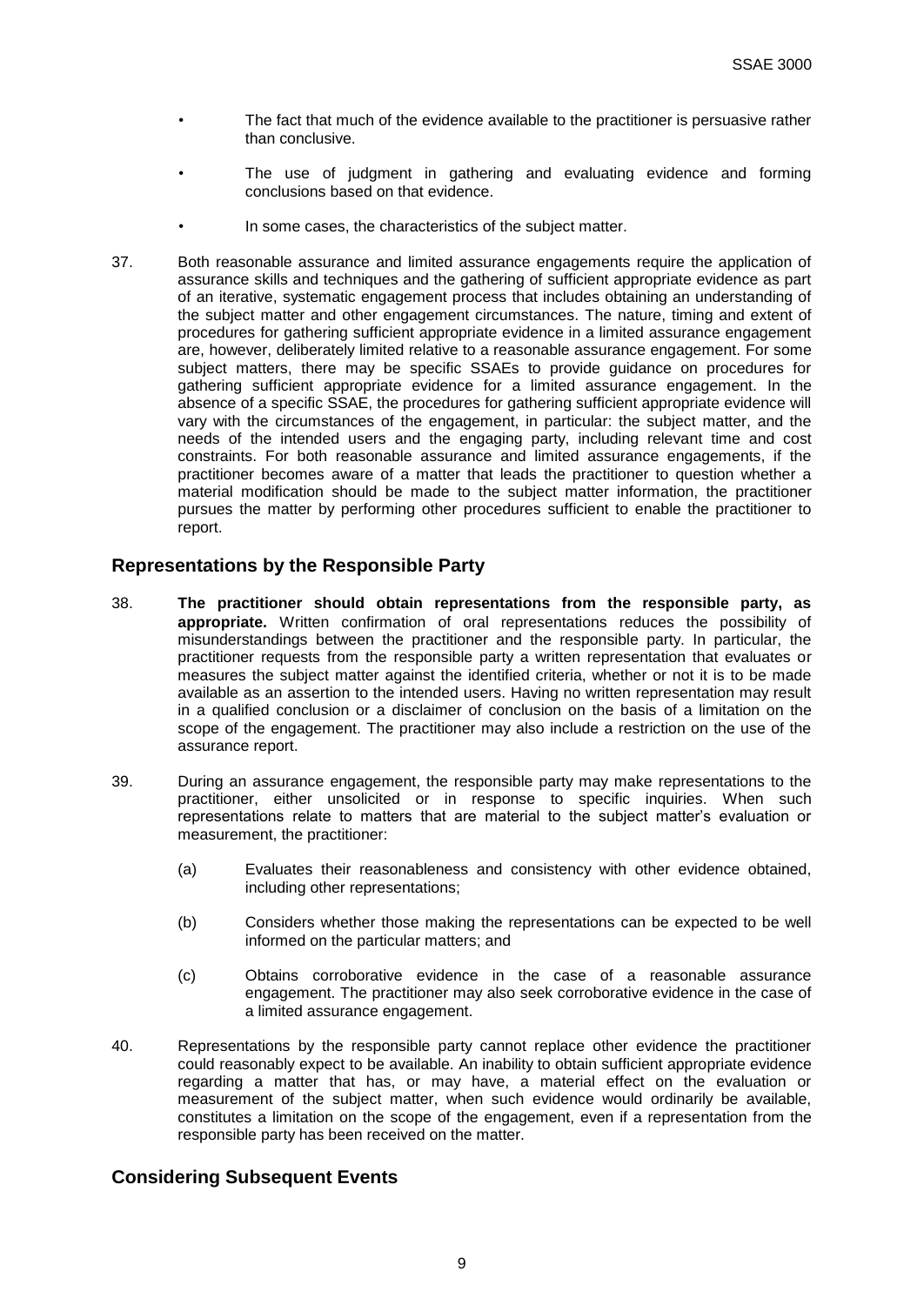- The fact that much of the evidence available to the practitioner is persuasive rather than conclusive.
- The use of judgment in gathering and evaluating evidence and forming conclusions based on that evidence.
- In some cases, the characteristics of the subject matter.

37. Both reasonable assurance and limited assurance engagements require the application of assurance skills and techniques and the gathering of sufficient appropriate evidence as part of an iterative, systematic engagement process that includes obtaining an understanding of the subject matter and other engagement circumstances. The nature, timing and extent of procedures for gathering sufficient appropriate evidence in a limited assurance engagement are, however, deliberately limited relative to a reasonable assurance engagement. For some subject matters, there may be specific SSAEs to provide guidance on procedures for gathering sufficient appropriate evidence for a limited assurance engagement. In the absence of a specific SSAE, the procedures for gathering sufficient appropriate evidence will vary with the circumstances of the engagement, in particular: the subject matter, and the needs of the intended users and the engaging party, including relevant time and cost constraints. For both reasonable assurance and limited assurance engagements, if the practitioner becomes aware of a matter that leads the practitioner to question whether a material modification should be made to the subject matter information, the practitioner pursues the matter by performing other procedures sufficient to enable the practitioner to report.

## Representations by the Responsible Party

38. **The practitioner should obtain representations from the responsible party, as appropriate.** Written confirmation of oral representations reduces the possibility of misunderstandings between the practitioner and the responsible party. In particular, the practitioner requests from the responsible party a written representation that evaluates or measures the subject matter against the identified criteria, whether or not it is to be made available as an assertion to the intended users. Having no written representation may result in a qualified conclusion or a disclaimer of conclusion on the basis of a limitation on the scope of the engagement. The practitioner may also include a restriction on the use of the assurance report.

39. During an assurance engagement, the responsible party may make representations to the practitioner, either unsolicited or in response to specific inquiries. When such representations relate to matters that are material to the subject matter's evaluation or measurement, the practitioner:

    (a) Evaluates their reasonableness and consistency with other evidence obtained, including other representations;

    (b) Considers whether those making the representations can be expected to be well informed on the particular matters; and

    (c) Obtains corroborative evidence in the case of a reasonable assurance engagement. The practitioner may also seek corroborative evidence in the case of a limited assurance engagement.

40. Representations by the responsible party cannot replace other evidence the practitioner could reasonably expect to be available. An inability to obtain sufficient appropriate evidence regarding a matter that has, or may have, a material effect on the evaluation or measurement of the subject matter, when such evidence would ordinarily be available, constitutes a limitation on the scope of the engagement, even if a representation from the responsible party has been received on the matter.

## Considering Subsequent Events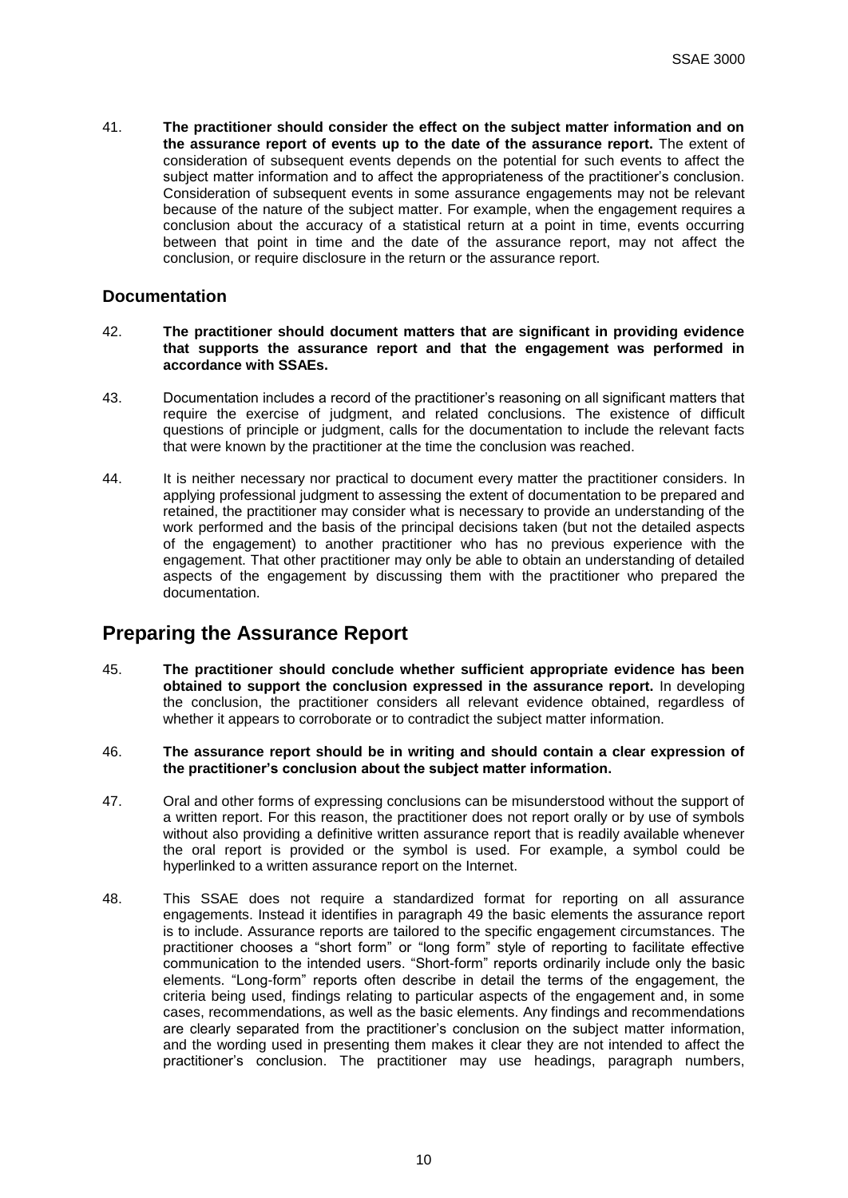41. **The practitioner should consider the effect on the subject matter information and on the assurance report of events up to the date of the assurance report.** The extent of consideration of subsequent events depends on the potential for such events to affect the subject matter information and to affect the appropriateness of the practitioner's conclusion. Consideration of subsequent events in some assurance engagements may not be relevant because of the nature of the subject matter. For example, when the engagement requires a conclusion about the accuracy of a statistical return at a point in time, events occurring between that point in time and the date of the assurance report, may not affect the conclusion, or require disclosure in the return or the assurance report.

## Documentation

42. **The practitioner should document matters that are significant in providing evidence that supports the assurance report and that the engagement was performed in accordance with SSAEs.**

43. Documentation includes a record of the practitioner's reasoning on all significant matters that require the exercise of judgment, and related conclusions. The existence of difficult questions of principle or judgment, calls for the documentation to include the relevant facts that were known by the practitioner at the time the conclusion was reached.

44. It is neither necessary nor practical to document every matter the practitioner considers. In applying professional judgment to assessing the extent of documentation to be prepared and retained, the practitioner may consider what is necessary to provide an understanding of the work performed and the basis of the principal decisions taken (but not the detailed aspects of the engagement) to another practitioner who has no previous experience with the engagement. That other practitioner may only be able to obtain an understanding of detailed aspects of the engagement by discussing them with the practitioner who prepared the documentation.

# Preparing the Assurance Report

45. **The practitioner should conclude whether sufficient appropriate evidence has been obtained to support the conclusion expressed in the assurance report.** In developing the conclusion, the practitioner considers all relevant evidence obtained, regardless of whether it appears to corroborate or to contradict the subject matter information.

46. **The assurance report should be in writing and should contain a clear expression of the practitioner's conclusion about the subject matter information.**

47. Oral and other forms of expressing conclusions can be misunderstood without the support of a written report. For this reason, the practitioner does not report orally or by use of symbols without also providing a definitive written assurance report that is readily available whenever the oral report is provided or the symbol is used. For example, a symbol could be hyperlinked to a written assurance report on the Internet.

48. This SSAE does not require a standardized format for reporting on all assurance engagements. Instead it identifies in paragraph 49 the basic elements the assurance report is to include. Assurance reports are tailored to the specific engagement circumstances. The practitioner chooses a "short form" or "long form" style of reporting to facilitate effective communication to the intended users. "Short-form" reports ordinarily include only the basic elements. "Long-form" reports often describe in detail the terms of the engagement, the criteria being used, findings relating to particular aspects of the engagement and, in some cases, recommendations, as well as the basic elements. Any findings and recommendations are clearly separated from the practitioner's conclusion on the subject matter information, and the wording used in presenting them makes it clear they are not intended to affect the practitioner's conclusion. The practitioner may use headings, paragraph numbers,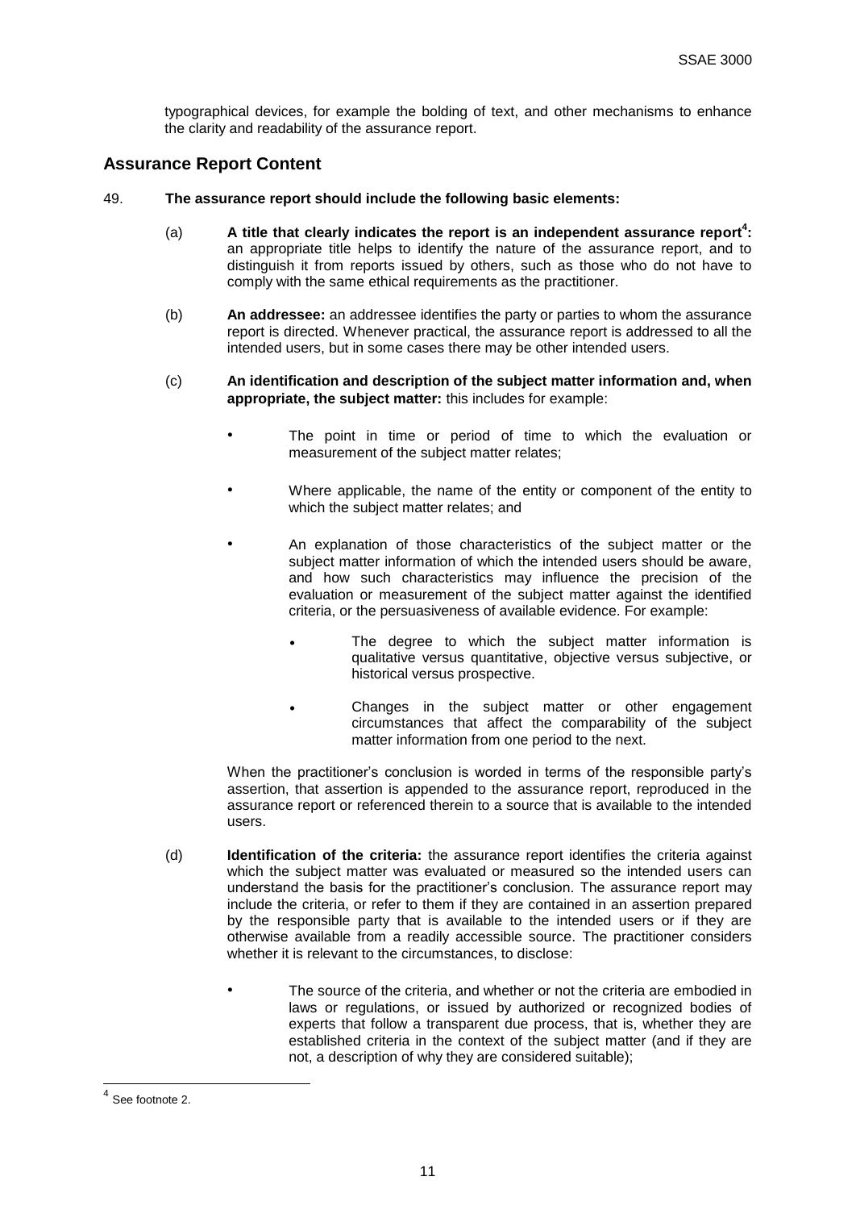typographical devices, for example the bolding of text, and other mechanisms to enhance the clarity and readability of the assurance report.

## Assurance Report Content

49. **The assurance report should include the following basic elements:**

    (a) **A title that clearly indicates the report is an independent assurance report[4]:** an appropriate title helps to identify the nature of the assurance report, and to distinguish it from reports issued by others, such as those who do not have to comply with the same ethical requirements as the practitioner.

    (b) **An addressee:** an addressee identifies the party or parties to whom the assurance report is directed. Whenever practical, the assurance report is addressed to all the intended users, but in some cases there may be other intended users.

    (c) **An identification and description of the subject matter information and, when appropriate, the subject matter:** this includes for example:

    - The point in time or period of time to which the evaluation or measurement of the subject matter relates;
    - Where applicable, the name of the entity or component of the entity to which the subject matter relates; and
    - An explanation of those characteristics of the subject matter or the subject matter information of which the intended users should be aware, and how such characteristics may influence the precision of the evaluation or measurement of the subject matter against the identified criteria, or the persuasiveness of available evidence. For example:
        - The degree to which the subject matter information is qualitative versus quantitative, objective versus subjective, or historical versus prospective.
        - Changes in the subject matter or other engagement circumstances that affect the comparability of the subject matter information from one period to the next.

    When the practitioner's conclusion is worded in terms of the responsible party's assertion, that assertion is appended to the assurance report, reproduced in the assurance report or referenced therein to a source that is available to the intended users.

    (d) **Identification of the criteria:** the assurance report identifies the criteria against which the subject matter was evaluated or measured so the intended users can understand the basis for the practitioner's conclusion. The assurance report may include the criteria, or refer to them if they are contained in an assertion prepared by the responsible party that is available to the intended users or if they are otherwise available from a readily accessible source. The practitioner considers whether it is relevant to the circumstances, to disclose:

    - The source of the criteria, and whether or not the criteria are embodied in laws or regulations, or issued by authorized or recognized bodies of experts that follow a transparent due process, that is, whether they are established criteria in the context of the subject matter (and if they are not, a description of why they are considered suitable);

[4] See footnote 2.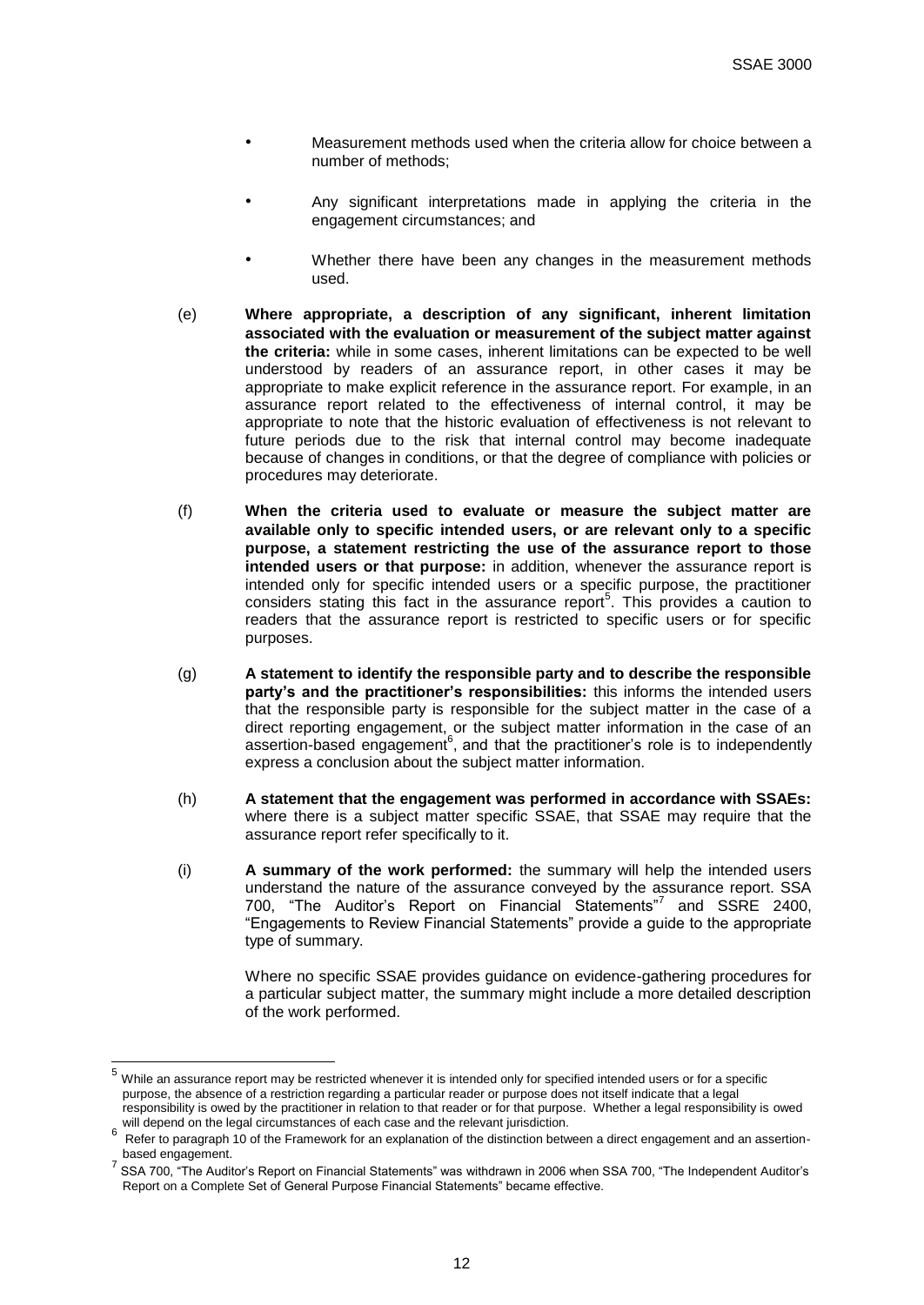- Measurement methods used when the criteria allow for choice between a number of methods;
- Any significant interpretations made in applying the criteria in the engagement circumstances; and
- Whether there have been any changes in the measurement methods used.

(e) **Where appropriate, a description of any significant, inherent limitation associated with the evaluation or measurement of the subject matter against the criteria:** while in some cases, inherent limitations can be expected to be well understood by readers of an assurance report, in other cases it may be appropriate to make explicit reference in the assurance report. For example, in an assurance report related to the effectiveness of internal control, it may be appropriate to note that the historic evaluation of effectiveness is not relevant to future periods due to the risk that internal control may become inadequate because of changes in conditions, or that the degree of compliance with policies or procedures may deteriorate.

(f) **When the criteria used to evaluate or measure the subject matter are available only to specific intended users, or are relevant only to a specific purpose, a statement restricting the use of the assurance report to those intended users or that purpose:** in addition, whenever the assurance report is intended only for specific intended users or a specific purpose, the practitioner considers stating this fact in the assurance report[5]. This provides a caution to readers that the assurance report is restricted to specific users or for specific purposes.

(g) **A statement to identify the responsible party and to describe the responsible party's and the practitioner's responsibilities:** this informs the intended users that the responsible party is responsible for the subject matter in the case of a direct reporting engagement, or the subject matter information in the case of an assertion-based engagement[6], and that the practitioner's role is to independently express a conclusion about the subject matter information.

(h) **A statement that the engagement was performed in accordance with SSAEs:** where there is a subject matter specific SSAE, that SSAE may require that the assurance report refer specifically to it.

(i) **A summary of the work performed:** the summary will help the intended users understand the nature of the assurance conveyed by the assurance report. SSA 700, "The Auditor's Report on Financial Statements"[7] and SSRE 2400, "Engagements to Review Financial Statements" provide a guide to the appropriate type of summary.

Where no specific SSAE provides guidance on evidence-gathering procedures for a particular subject matter, the summary might include a more detailed description of the work performed.

---

[5] While an assurance report may be restricted whenever it is intended only for specified intended users or for a specific purpose, the absence of a restriction regarding a particular reader or purpose does not itself indicate that a legal responsibility is owed by the practitioner in relation to that reader or for that purpose. Whether a legal responsibility is owed will depend on the legal circumstances of each case and the relevant jurisdiction.

[6] Refer to paragraph 10 of the Framework for an explanation of the distinction between a direct engagement and an assertion-based engagement.

[7] SSA 700, "The Auditor's Report on Financial Statements" was withdrawn in 2006 when SSA 700, "The Independent Auditor's Report on a Complete Set of General Purpose Financial Statements" became effective.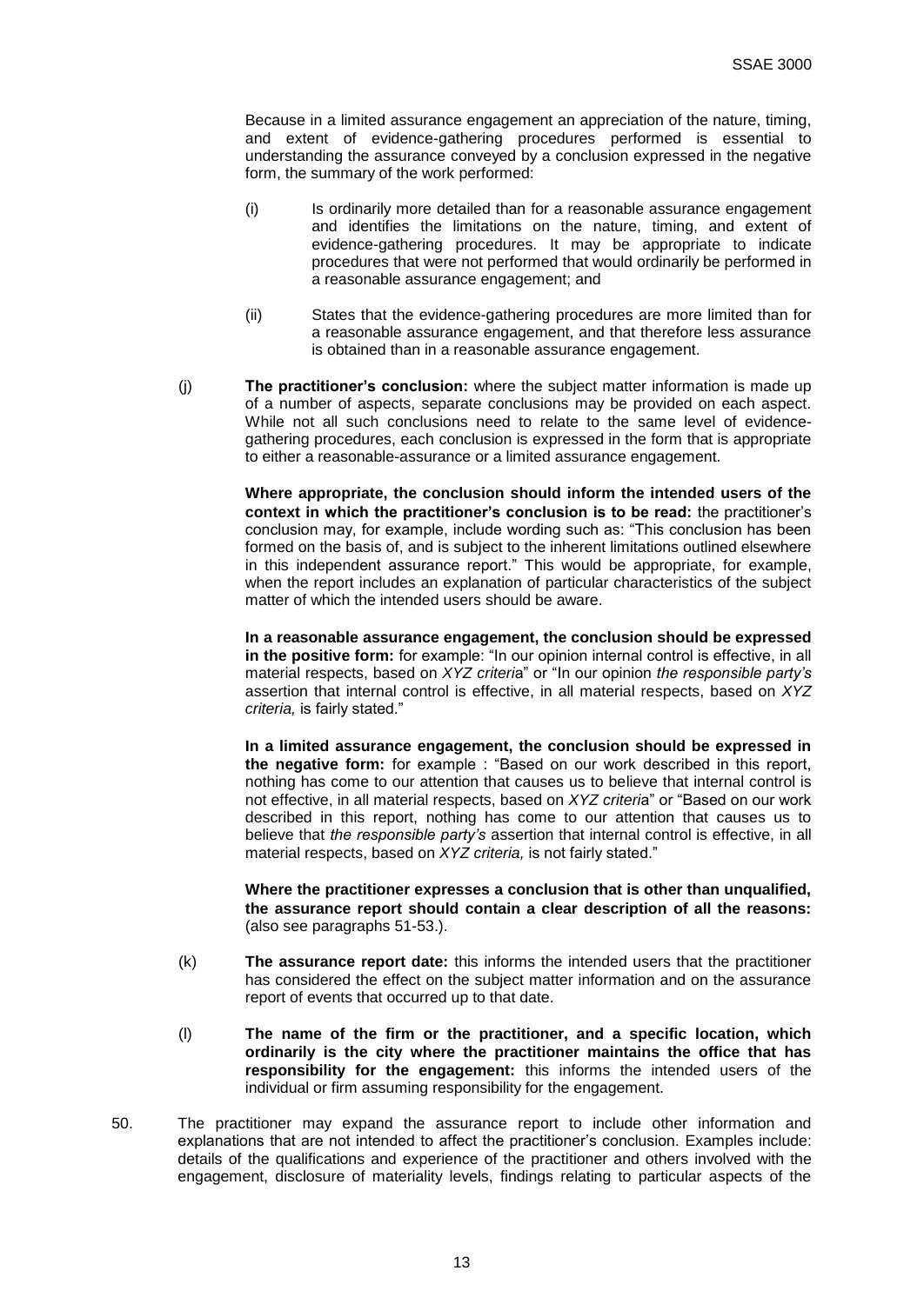Because in a limited assurance engagement an appreciation of the nature, timing, and extent of evidence-gathering procedures performed is essential to understanding the assurance conveyed by a conclusion expressed in the negative form, the summary of the work performed:

(i) Is ordinarily more detailed than for a reasonable assurance engagement and identifies the limitations on the nature, timing, and extent of evidence-gathering procedures. It may be appropriate to indicate procedures that were not performed that would ordinarily be performed in a reasonable assurance engagement; and

(ii) States that the evidence-gathering procedures are more limited than for a reasonable assurance engagement, and that therefore less assurance is obtained than in a reasonable assurance engagement.

(j) **The practitioner's conclusion:** where the subject matter information is made up of a number of aspects, separate conclusions may be provided on each aspect. While not all such conclusions need to relate to the same level of evidence-gathering procedures, each conclusion is expressed in the form that is appropriate to either a reasonable-assurance or a limited assurance engagement.

**Where appropriate, the conclusion should inform the intended users of the context in which the practitioner's conclusion is to be read:** the practitioner's conclusion may, for example, include wording such as: "This conclusion has been formed on the basis of, and is subject to the inherent limitations outlined elsewhere in this independent assurance report." This would be appropriate, for example, when the report includes an explanation of particular characteristics of the subject matter of which the intended users should be aware.

**In a reasonable assurance engagement, the conclusion should be expressed in the positive form:** for example: "In our opinion internal control is effective, in all material respects, based on *XYZ criteria*" or "In our opinion *the responsible party's* assertion that internal control is effective, in all material respects, based on *XYZ criteria,* is fairly stated."

**In a limited assurance engagement, the conclusion should be expressed in the negative form:** for example : "Based on our work described in this report, nothing has come to our attention that causes us to believe that internal control is not effective, in all material respects, based on *XYZ criteria*" or "Based on our work described in this report, nothing has come to our attention that causes us to believe that *the responsible party's* assertion that internal control is effective, in all material respects, based on *XYZ criteria,* is not fairly stated."

**Where the practitioner expresses a conclusion that is other than unqualified, the assurance report should contain a clear description of all the reasons:** (also see paragraphs 51-53.).

(k) **The assurance report date:** this informs the intended users that the practitioner has considered the effect on the subject matter information and on the assurance report of events that occurred up to that date.

(l) **The name of the firm or the practitioner, and a specific location, which ordinarily is the city where the practitioner maintains the office that has responsibility for the engagement:** this informs the intended users of the individual or firm assuming responsibility for the engagement.

50. The practitioner may expand the assurance report to include other information and explanations that are not intended to affect the practitioner's conclusion. Examples include: details of the qualifications and experience of the practitioner and others involved with the engagement, disclosure of materiality levels, findings relating to particular aspects of the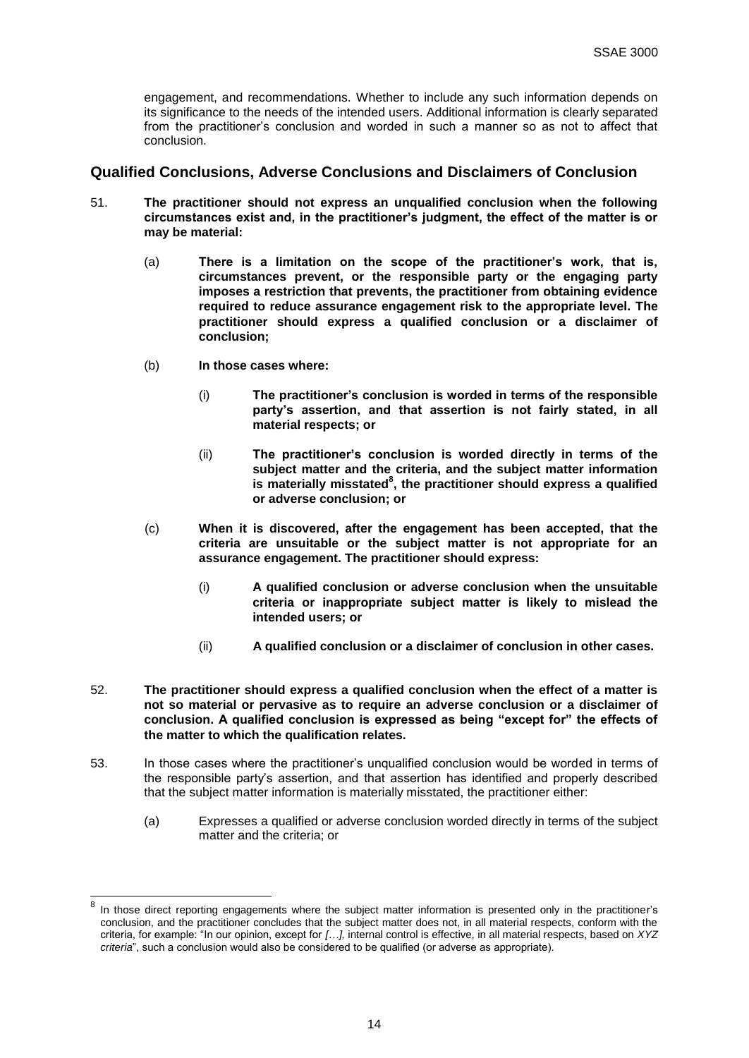engagement, and recommendations. Whether to include any such information depends on its significance to the needs of the intended users. Additional information is clearly separated from the practitioner's conclusion and worded in such a manner so as not to affect that conclusion.

## Qualified Conclusions, Adverse Conclusions and Disclaimers of Conclusion

51. **The practitioner should not express an unqualified conclusion when the following circumstances exist and, in the practitioner's judgment, the effect of the matter is or may be material:**

    (a) **There is a limitation on the scope of the practitioner's work, that is, circumstances prevent, or the responsible party or the engaging party imposes a restriction that prevents, the practitioner from obtaining evidence required to reduce assurance engagement risk to the appropriate level. The practitioner should express a qualified conclusion or a disclaimer of conclusion;**

    (b) **In those cases where:**

    (i) **The practitioner's conclusion is worded in terms of the responsible party's assertion, and that assertion is not fairly stated, in all material respects; or**

    (ii) **The practitioner's conclusion is worded directly in terms of the subject matter and the criteria, and the subject matter information is materially misstated[8], the practitioner should express a qualified or adverse conclusion; or**

    (c) **When it is discovered, after the engagement has been accepted, that the criteria are unsuitable or the subject matter is not appropriate for an assurance engagement. The practitioner should express:**

    (i) **A qualified conclusion or adverse conclusion when the unsuitable criteria or inappropriate subject matter is likely to mislead the intended users; or**

    (ii) **A qualified conclusion or a disclaimer of conclusion in other cases.**

52. **The practitioner should express a qualified conclusion when the effect of a matter is not so material or pervasive as to require an adverse conclusion or a disclaimer of conclusion. A qualified conclusion is expressed as being "except for" the effects of the matter to which the qualification relates.**

53. In those cases where the practitioner's unqualified conclusion would be worded in terms of the responsible party's assertion, and that assertion has identified and properly described that the subject matter information is materially misstated, the practitioner either:

    (a) Expresses a qualified or adverse conclusion worded directly in terms of the subject matter and the criteria; or

---

[8] In those direct reporting engagements where the subject matter information is presented only in the practitioner's conclusion, and the practitioner concludes that the subject matter does not, in all material respects, conform with the criteria, for example: "In our opinion, except for *[…]*, internal control is effective, in all material respects, based on *XYZ criteria*", such a conclusion would also be considered to be qualified (or adverse as appropriate).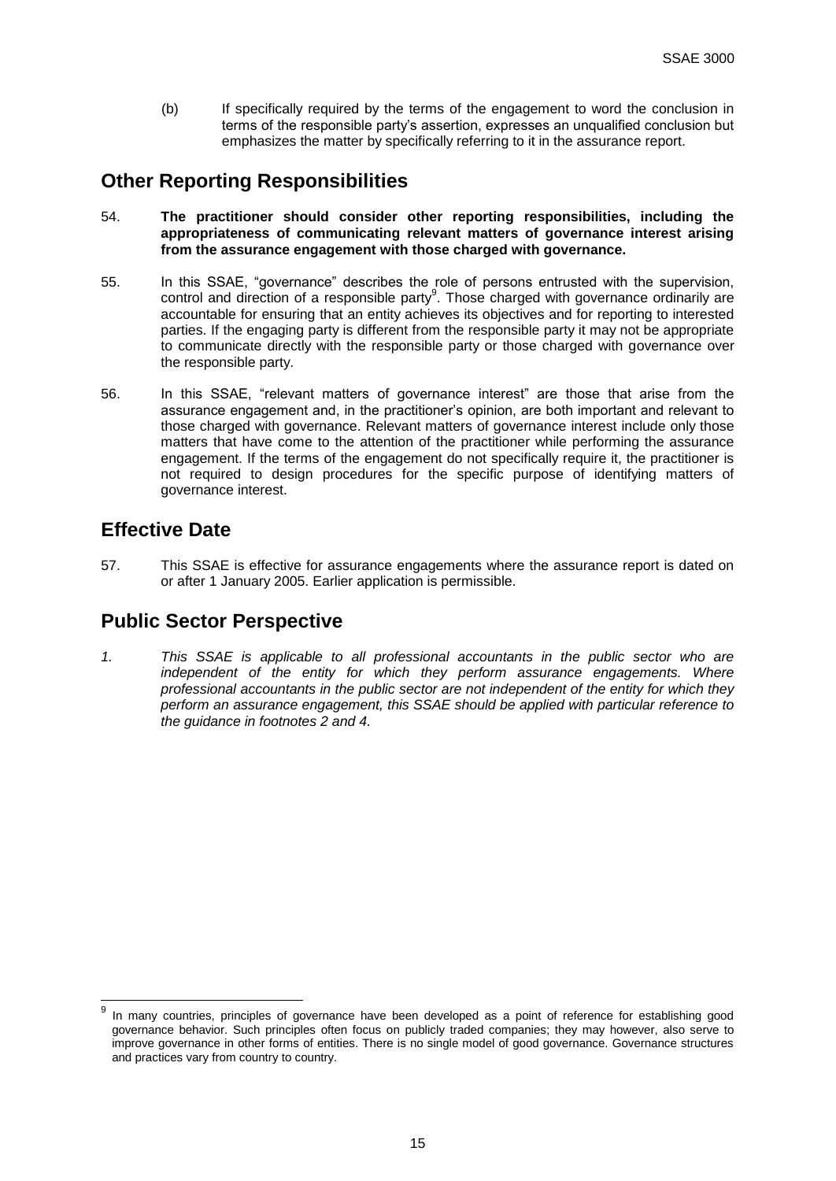(b) If specifically required by the terms of the engagement to word the conclusion in terms of the responsible party's assertion, expresses an unqualified conclusion but emphasizes the matter by specifically referring to it in the assurance report.

## Other Reporting Responsibilities

54. **The practitioner should consider other reporting responsibilities, including the appropriateness of communicating relevant matters of governance interest arising from the assurance engagement with those charged with governance.**

55. In this SSAE, "governance" describes the role of persons entrusted with the supervision, control and direction of a responsible party[9]. Those charged with governance ordinarily are accountable for ensuring that an entity achieves its objectives and for reporting to interested parties. If the engaging party is different from the responsible party it may not be appropriate to communicate directly with the responsible party or those charged with governance over the responsible party.

56. In this SSAE, "relevant matters of governance interest" are those that arise from the assurance engagement and, in the practitioner's opinion, are both important and relevant to those charged with governance. Relevant matters of governance interest include only those matters that have come to the attention of the practitioner while performing the assurance engagement. If the terms of the engagement do not specifically require it, the practitioner is not required to design procedures for the specific purpose of identifying matters of governance interest.

## Effective Date

57. This SSAE is effective for assurance engagements where the assurance report is dated on or after 1 January 2005. Earlier application is permissible.

## Public Sector Perspective

*1. This SSAE is applicable to all professional accountants in the public sector who are independent of the entity for which they perform assurance engagements. Where professional accountants in the public sector are not independent of the entity for which they perform an assurance engagement, this SSAE should be applied with particular reference to the guidance in footnotes 2 and 4.*

---

[9] In many countries, principles of governance have been developed as a point of reference for establishing good governance behavior. Such principles often focus on publicly traded companies; they may however, also serve to improve governance in other forms of entities. There is no single model of good governance. Governance structures and practices vary from country to country.